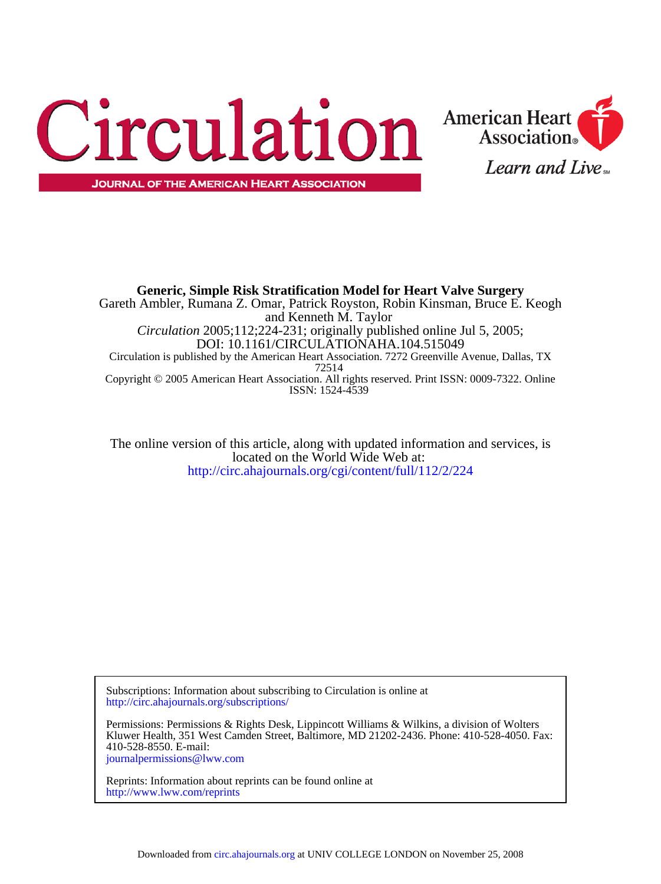# Circulation

JOURNAL OF THE AMERICAN HEART ASSOCIATION

American Heart Association®

*Learn and Live*℠

**Generic, Simple Risk Stratification Model for Heart Valve Surgery**

Gareth Ambler, Rumana Z. Omar, Patrick Royston, Robin Kinsman, Bruce E. Keogh and Kenneth M. Taylor

*Circulation* 2005;112;224-231; originally published online Jul 5, 2005;

DOI: 10.1161/CIRCULATIONAHA.104.515049

Circulation is published by the American Heart Association. 7272 Greenville Avenue, Dallas, TX 72514

Copyright © 2005 American Heart Association. All rights reserved. Print ISSN: 0009-7322. Online ISSN: 1524-4539

The online version of this article, along with updated information and services, is located on the World Wide Web at:

http://circ.ahajournals.org/cgi/content/full/112/2/224

Subscriptions: Information about subscribing to Circulation is online at
http://circ.ahajournals.org/subscriptions/

Permissions: Permissions & Rights Desk, Lippincott Williams & Wilkins, a division of Wolters Kluwer Health, 351 West Camden Street, Baltimore, MD 21202-2436. Phone: 410-528-4050. Fax: 410-528-8550. E-mail:
journalpermissions@lww.com

Reprints: Information about reprints can be found online at
http://www.lww.com/reprints

Downloaded from circ.ahajournals.org at UNIV COLLEGE LONDON on November 25, 2008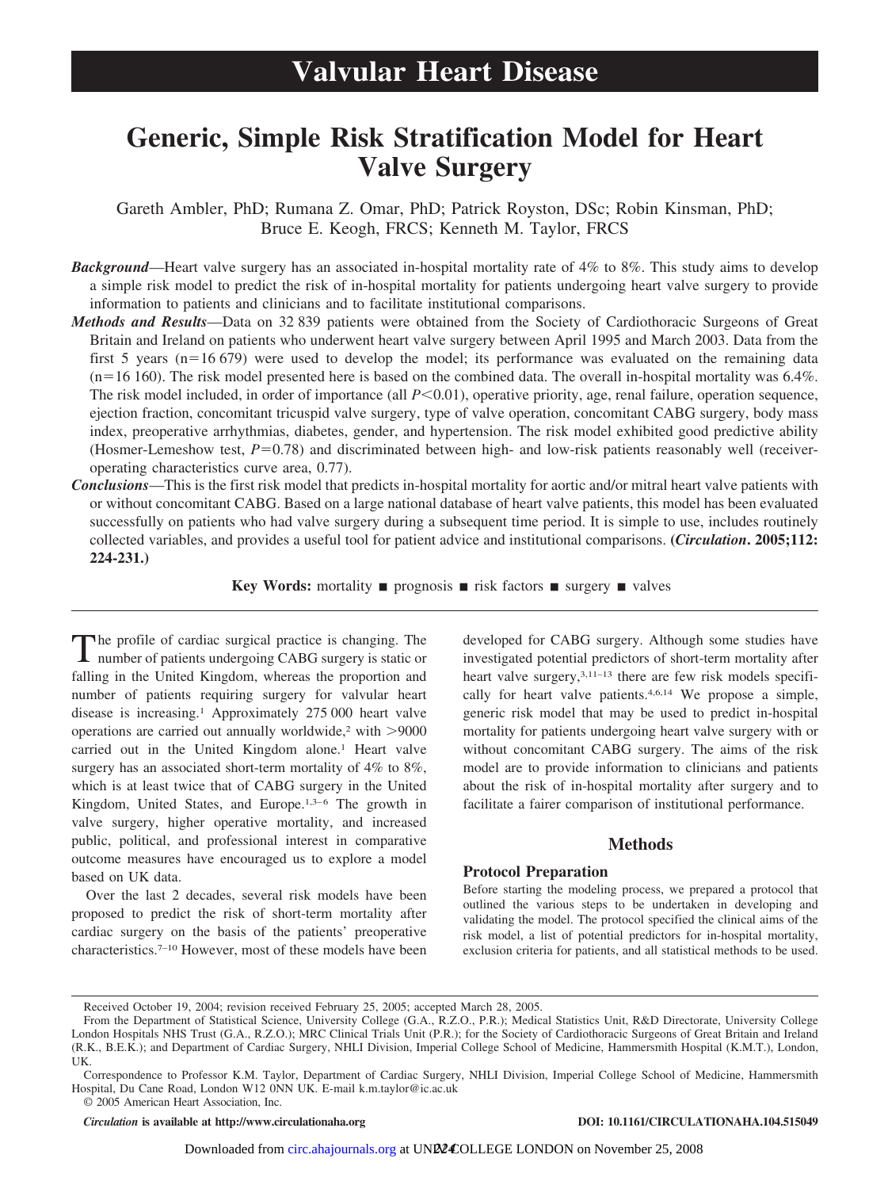# Valvular Heart Disease

# Generic, Simple Risk Stratification Model for Heart Valve Surgery

Gareth Ambler, PhD; Rumana Z. Omar, PhD; Patrick Royston, DSc; Robin Kinsman, PhD; Bruce E. Keogh, FRCS; Kenneth M. Taylor, FRCS

***Background***—Heart valve surgery has an associated in-hospital mortality rate of 4% to 8%. This study aims to develop a simple risk model to predict the risk of in-hospital mortality for patients undergoing heart valve surgery to provide information to patients and clinicians and to facilitate institutional comparisons.

***Methods and Results***—Data on 32 839 patients were obtained from the Society of Cardiothoracic Surgeons of Great Britain and Ireland on patients who underwent heart valve surgery between April 1995 and March 2003. Data from the first 5 years (n=16 679) were used to develop the model; its performance was evaluated on the remaining data (n=16 160). The risk model presented here is based on the combined data. The overall in-hospital mortality was 6.4%. The risk model included, in order of importance (all $P<0.01$), operative priority, age, renal failure, operation sequence, ejection fraction, concomitant tricuspid valve surgery, type of valve operation, concomitant CABG surgery, body mass index, preoperative arrhythmias, diabetes, gender, and hypertension. The risk model exhibited good predictive ability (Hosmer-Lemeshow test, $P=0.78$) and discriminated between high- and low-risk patients reasonably well (receiver-operating characteristics curve area, 0.77).

***Conclusions***—This is the first risk model that predicts in-hospital mortality for aortic and/or mitral heart valve patients with or without concomitant CABG. Based on a large national database of heart valve patients, this model has been evaluated successfully on patients who had valve surgery during a subsequent time period. It is simple to use, includes routinely collected variables, and provides a useful tool for patient advice and institutional comparisons. **(*Circulation*. 2005;112: 224-231.)**

**Key Words:** mortality ■ prognosis ■ risk factors ■ surgery ■ valves

The profile of cardiac surgical practice is changing. The number of patients undergoing CABG surgery is static or falling in the United Kingdom, whereas the proportion and number of patients requiring surgery for valvular heart disease is increasing.[1] Approximately 275 000 heart valve operations are carried out annually worldwide,[2] with >9000 carried out in the United Kingdom alone.[1] Heart valve surgery has an associated short-term mortality of 4% to 8%, which is at least twice that of CABG surgery in the United Kingdom, United States, and Europe.[1,3–6] The growth in valve surgery, higher operative mortality, and increased public, political, and professional interest in comparative outcome measures have encouraged us to explore a model based on UK data.

Over the last 2 decades, several risk models have been proposed to predict the risk of short-term mortality after cardiac surgery on the basis of the patients' preoperative characteristics.[7–10] However, most of these models have been developed for CABG surgery. Although some studies have investigated potential predictors of short-term mortality after heart valve surgery,[3,11–13] there are few risk models specifically for heart valve patients.[4,6,14] We propose a simple, generic risk model that may be used to predict in-hospital mortality for patients undergoing heart valve surgery with or without concomitant CABG surgery. The aims of the risk model are to provide information to clinicians and patients about the risk of in-hospital mortality after surgery and to facilitate a fairer comparison of institutional performance.

## Methods

### Protocol Preparation

Before starting the modeling process, we prepared a protocol that outlined the various steps to be undertaken in developing and validating the model. The protocol specified the clinical aims of the risk model, a list of potential predictors for in-hospital mortality, exclusion criteria for patients, and all statistical methods to be used.

Received October 19, 2004; revision received February 25, 2005; accepted March 28, 2005.

From the Department of Statistical Science, University College (G.A., R.Z.O., P.R.); Medical Statistics Unit, R&D Directorate, University College London Hospitals NHS Trust (G.A., R.Z.O.); MRC Clinical Trials Unit (P.R.); for the Society of Cardiothoracic Surgeons of Great Britain and Ireland (R.K., B.E.K.); and Department of Cardiac Surgery, NHLI Division, Imperial College School of Medicine, Hammersmith Hospital (K.M.T.), London, UK.

Correspondence to Professor K.M. Taylor, Department of Cardiac Surgery, NHLI Division, Imperial College School of Medicine, Hammersmith Hospital, Du Cane Road, London W12 0NN UK. E-mail k.m.taylor@ic.ac.uk

© 2005 American Heart Association, Inc.

*Circulation* is available at http://www.circulationaha.org DOI: 10.1161/CIRCULATIONAHA.104.515049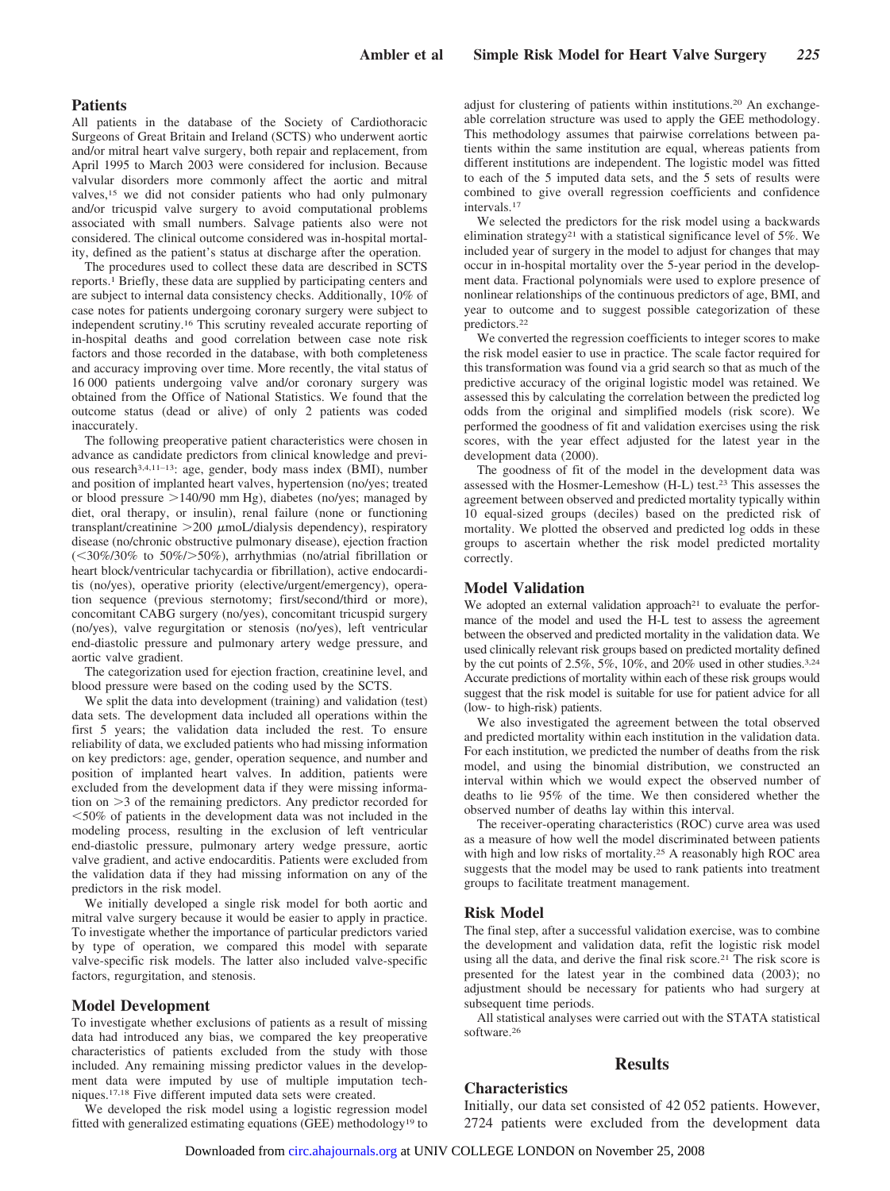## Patients

All patients in the database of the Society of Cardiothoracic Surgeons of Great Britain and Ireland (SCTS) who underwent aortic and/or mitral heart valve surgery, both repair and replacement, from April 1995 to March 2003 were considered for inclusion. Because valvular disorders more commonly affect the aortic and mitral valves,[15] we did not consider patients who had only pulmonary and/or tricuspid valve surgery to avoid computational problems associated with small numbers. Salvage patients also were not considered. The clinical outcome considered was in-hospital mortality, defined as the patient's status at discharge after the operation.

The procedures used to collect these data are described in SCTS reports.[1] Briefly, these data are supplied by participating centers and are subject to internal data consistency checks. Additionally, 10% of case notes for patients undergoing coronary surgery were subject to independent scrutiny.[16] This scrutiny revealed accurate reporting of in-hospital deaths and good correlation between case note risk factors and those recorded in the database, with both completeness and accuracy improving over time. More recently, the vital status of 16 000 patients undergoing valve and/or coronary surgery was obtained from the Office of National Statistics. We found that the outcome status (dead or alive) of only 2 patients was coded inaccurately.

The following preoperative patient characteristics were chosen in advance as candidate predictors from clinical knowledge and previous research[3,4,11–13]: age, gender, body mass index (BMI), number and position of implanted heart valves, hypertension (no/yes; treated or blood pressure >140/90 mm Hg), diabetes (no/yes; managed by diet, oral therapy, or insulin), renal failure (none or functioning transplant/creatinine >200 $\mu$mol/L/dialysis dependency), respiratory disease (no/chronic obstructive pulmonary disease), ejection fraction (<30%/30% to 50%/>50%), arrhythmias (no/atrial fibrillation or heart block/ventricular tachycardia or fibrillation), active endocarditis (no/yes), operative priority (elective/urgent/emergency), operation sequence (previous sternotomy; first/second/third or more), concomitant CABG surgery (no/yes), concomitant tricuspid surgery (no/yes), valve regurgitation or stenosis (no/yes), left ventricular end-diastolic pressure and pulmonary artery wedge pressure, and aortic valve gradient.

The categorization used for ejection fraction, creatinine level, and blood pressure were based on the coding used by the SCTS.

We split the data into development (training) and validation (test) data sets. The development data included all operations within the first 5 years; the validation data included the rest. To ensure reliability of data, we excluded patients who had missing information on key predictors: age, gender, operation sequence, and number and position of implanted heart valves. In addition, patients were excluded from the development data if they were missing information on >3 of the remaining predictors. Any predictor recorded for <50% of patients in the development data was not included in the modeling process, resulting in the exclusion of left ventricular end-diastolic pressure, pulmonary artery wedge pressure, aortic valve gradient, and active endocarditis. Patients were excluded from the validation data if they had missing information on any of the predictors in the risk model.

We initially developed a single risk model for both aortic and mitral valve surgery because it would be easier to apply in practice. To investigate whether the importance of particular predictors varied by type of operation, we compared this model with separate valve-specific risk models. The latter also included valve-specific factors, regurgitation, and stenosis.

## Model Development

To investigate whether exclusions of patients as a result of missing data had introduced any bias, we compared the key preoperative characteristics of patients excluded from the study with those included. Any remaining missing predictor values in the development data were imputed by use of multiple imputation techniques.[17,18] Five different imputed data sets were created.

We developed the risk model using a logistic regression model fitted with generalized estimating equations (GEE) methodology[19] to adjust for clustering of patients within institutions.[20] An exchangeable correlation structure was used to apply the GEE methodology. This methodology assumes that pairwise correlations between patients within the same institution are equal, whereas patients from different institutions are independent. The logistic model was fitted to each of the 5 imputed data sets, and the 5 sets of results were combined to give overall regression coefficients and confidence intervals.[17]

We selected the predictors for the risk model using a backwards elimination strategy[21] with a statistical significance level of 5%. We included year of surgery in the model to adjust for changes that may occur in in-hospital mortality over the 5-year period in the development data. Fractional polynomials were used to explore presence of nonlinear relationships of the continuous predictors of age, BMI, and year to outcome and to suggest possible categorization of these predictors.[22]

We converted the regression coefficients to integer scores to make the risk model easier to use in practice. The scale factor required for this transformation was found via a grid search so that as much of the predictive accuracy of the original logistic model was retained. We assessed this by calculating the correlation between the predicted log odds from the original and simplified models (risk score). We performed the goodness of fit and validation exercises using the risk scores, with the year effect adjusted for the latest year in the development data (2000).

The goodness of fit of the model in the development data was assessed with the Hosmer-Lemeshow (H-L) test.[23] This assesses the agreement between observed and predicted mortality typically within 10 equal-sized groups (deciles) based on the predicted risk of mortality. We plotted the observed and predicted log odds in these groups to ascertain whether the risk model predicted mortality correctly.

## Model Validation

We adopted an external validation approach[21] to evaluate the performance of the model and used the H-L test to assess the agreement between the observed and predicted mortality in the validation data. We used clinically relevant risk groups based on predicted mortality defined by the cut points of 2.5%, 5%, 10%, and 20% used in other studies.[3,24] Accurate predictions of mortality within each of these risk groups would suggest that the risk model is suitable for use for patient advice for all (low- to high-risk) patients.

We also investigated the agreement between the total observed and predicted mortality within each institution in the validation data. For each institution, we predicted the number of deaths from the risk model, and using the binomial distribution, we constructed an interval within which we would expect the observed number of deaths to lie 95% of the time. We then considered whether the observed number of deaths lay within this interval.

The receiver-operating characteristics (ROC) curve area was used as a measure of how well the model discriminated between patients with high and low risks of mortality.[25] A reasonably high ROC area suggests that the model may be used to rank patients into treatment groups to facilitate treatment management.

## Risk Model

The final step, after a successful validation exercise, was to combine the development and validation data, refit the logistic risk model using all the data, and derive the final risk score.[21] The risk score is presented for the latest year in the combined data (2003); no adjustment should be necessary for patients who had surgery at subsequent time periods.

All statistical analyses were carried out with the STATA statistical software.[26]

# Results

## Characteristics

Initially, our data set consisted of 42 052 patients. However, 2724 patients were excluded from the development data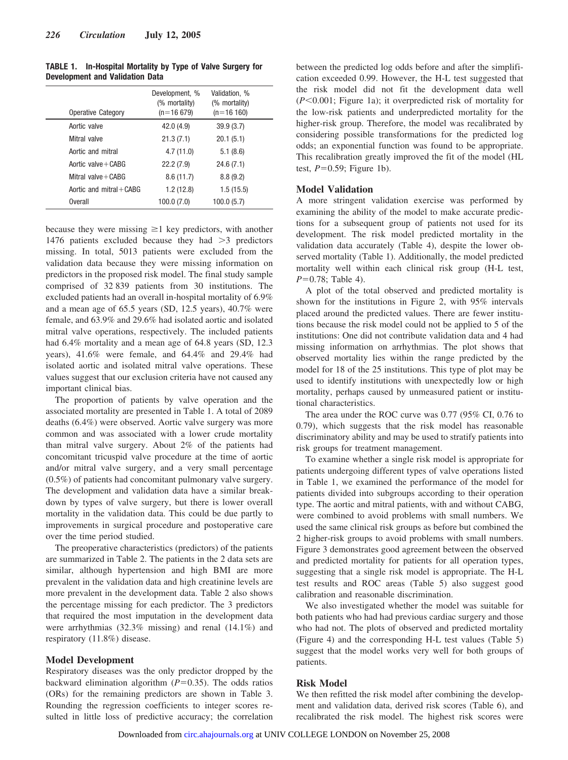**TABLE 1. In-Hospital Mortality by Type of Valve Surgery for Development and Validation Data**

| Operative Category | Development, % (% mortality) (n=16 679) | Validation, % (% mortality) (n=16 160) |
|---|---|---|
| Aortic valve | 42.0 (4.9) | 39.9 (3.7) |
| Mitral valve | 21.3 (7.1) | 20.1 (5.1) |
| Aortic and mitral | 4.7 (11.0) | 5.1 (8.6) |
| Aortic valve+CABG | 22.2 (7.9) | 24.6 (7.1) |
| Mitral valve+CABG | 8.6 (11.7) | 8.8 (9.2) |
| Aortic and mitral+CABG | 1.2 (12.8) | 1.5 (15.5) |
| Overall | 100.0 (7.0) | 100.0 (5.7) |

because they were missing ≥1 key predictors, with another 1476 patients excluded because they had >3 predictors missing. In total, 5013 patients were excluded from the validation data because they were missing information on predictors in the proposed risk model. The final study sample comprised of 32 839 patients from 30 institutions. The excluded patients had an overall in-hospital mortality of 6.9% and a mean age of 65.5 years (SD, 12.5 years), 40.7% were female, and 63.9% and 29.6% had isolated aortic and isolated mitral valve operations, respectively. The included patients had 6.4% mortality and a mean age of 64.8 years (SD, 12.3 years), 41.6% were female, and 64.4% and 29.4% had isolated aortic and isolated mitral valve operations. These values suggest that our exclusion criteria have not caused any important clinical bias.

The proportion of patients by valve operation and the associated mortality are presented in Table 1. A total of 2089 deaths (6.4%) were observed. Aortic valve surgery was more common and was associated with a lower crude mortality than mitral valve surgery. About 2% of the patients had concomitant tricuspid valve procedure at the time of aortic and/or mitral valve surgery, and a very small percentage (0.5%) of patients had concomitant pulmonary valve surgery. The development and validation data have a similar breakdown by types of valve surgery, but there is lower overall mortality in the validation data. This could be due partly to improvements in surgical procedure and postoperative care over the time period studied.

The preoperative characteristics (predictors) of the patients are summarized in Table 2. The patients in the 2 data sets are similar, although hypertension and high BMI are more prevalent in the validation data and high creatinine levels are more prevalent in the development data. Table 2 also shows the percentage missing for each predictor. The 3 predictors that required the most imputation in the development data were arrhythmias (32.3% missing) and renal (14.1%) and respiratory (11.8%) disease.

## Model Development

Respiratory diseases was the only predictor dropped by the backward elimination algorithm ($P=0.35$). The odds ratios (ORs) for the remaining predictors are shown in Table 3. Rounding the regression coefficients to integer scores resulted in little loss of predictive accuracy; the correlation between the predicted log odds before and after the simplification exceeded 0.99. However, the H-L test suggested that the risk model did not fit the development data well ($P<0.001$; Figure 1a); it overpredicted risk of mortality for the low-risk patients and underpredicted mortality for the higher-risk group. Therefore, the model was recalibrated by considering possible transformations for the predicted log odds; an exponential function was found to be appropriate. This recalibration greatly improved the fit of the model (HL test, $P=0.59$; Figure 1b).

## Model Validation

A more stringent validation exercise was performed by examining the ability of the model to make accurate predictions for a subsequent group of patients not used for its development. The risk model predicted mortality in the validation data accurately (Table 4), despite the lower observed mortality (Table 1). Additionally, the model predicted mortality well within each clinical risk group (H-L test, $P=0.78$; Table 4).

A plot of the total observed and predicted mortality is shown for the institutions in Figure 2, with 95% intervals placed around the predicted values. There are fewer institutions because the risk model could not be applied to 5 of the institutions: One did not contribute validation data and 4 had missing information on arrhythmias. The plot shows that observed mortality lies within the range predicted by the model for 18 of the 25 institutions. This type of plot may be used to identify institutions with unexpectedly low or high mortality, perhaps caused by unmeasured patient or institutional characteristics.

The area under the ROC curve was 0.77 (95% CI, 0.76 to 0.79), which suggests that the risk model has reasonable discriminatory ability and may be used to stratify patients into risk groups for treatment management.

To examine whether a single risk model is appropriate for patients undergoing different types of valve operations listed in Table 1, we examined the performance of the model for patients divided into subgroups according to their operation type. The aortic and mitral patients, with and without CABG, were combined to avoid problems with small numbers. We used the same clinical risk groups as before but combined the 2 higher-risk groups to avoid problems with small numbers. Figure 3 demonstrates good agreement between the observed and predicted mortality for patients for all operation types, suggesting that a single risk model is appropriate. The H-L test results and ROC areas (Table 5) also suggest good calibration and reasonable discrimination.

We also investigated whether the model was suitable for both patients who had had previous cardiac surgery and those who had not. The plots of observed and predicted mortality (Figure 4) and the corresponding H-L test values (Table 5) suggest that the model works very well for both groups of patients.

## Risk Model

We then refitted the risk model after combining the development and validation data, derived risk scores (Table 6), and recalibrated the risk model. The highest risk scores were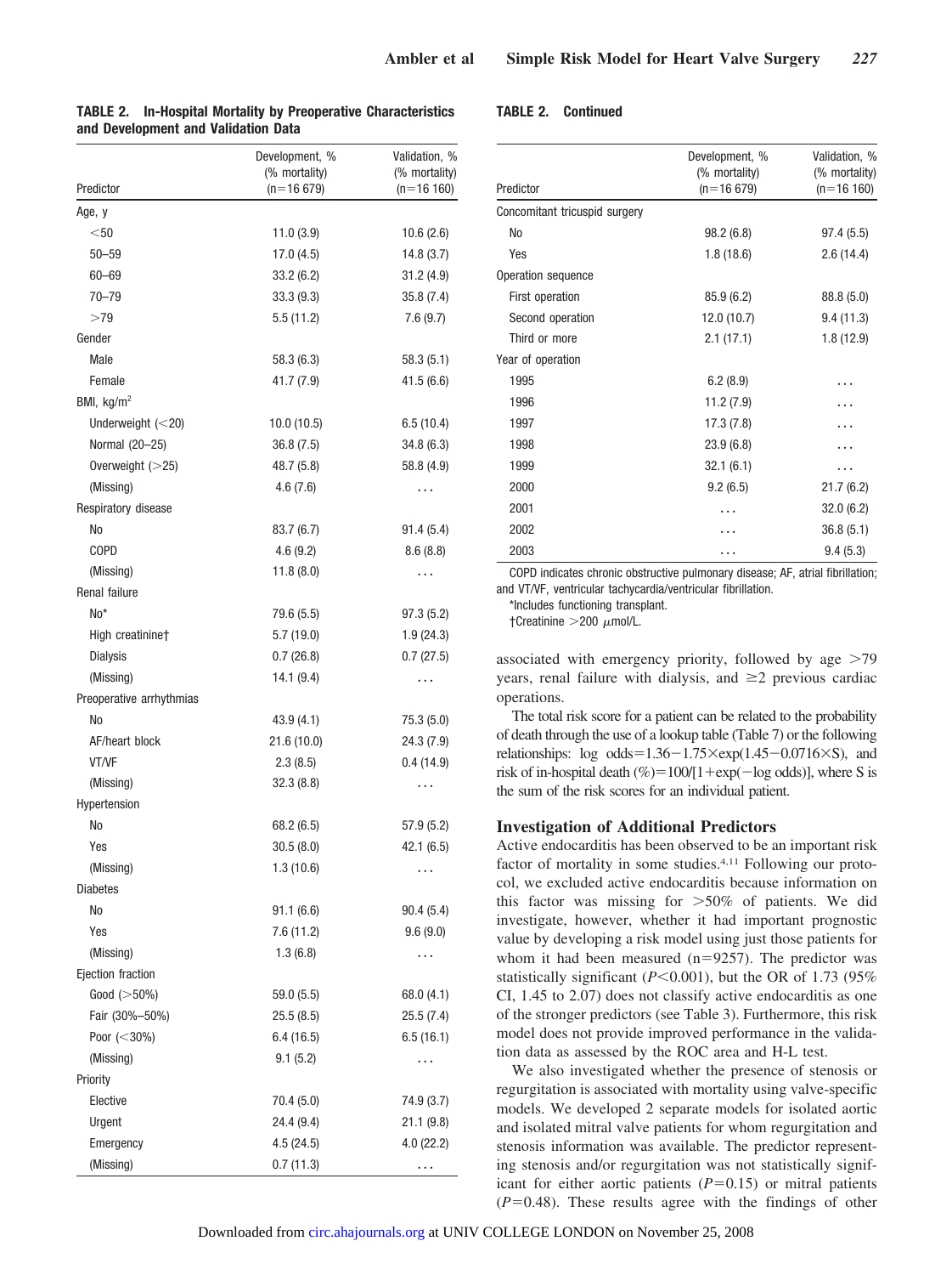**TABLE 2. In-Hospital Mortality by Preoperative Characteristics and Development and Validation Data**

| Predictor | Development, % (% mortality) (n=16 679) | Validation, % (% mortality) (n=16 160) |
|---|---|---|
| Age, y | | |
| <50 | 11.0 (3.9) | 10.6 (2.6) |
| 50–59 | 17.0 (4.5) | 14.8 (3.7) |
| 60–69 | 33.2 (6.2) | 31.2 (4.9) |
| 70–79 | 33.3 (9.3) | 35.8 (7.4) |
| >79 | 5.5 (11.2) | 7.6 (9.7) |
| Gender | | |
| Male | 58.3 (6.3) | 58.3 (5.1) |
| Female | 41.7 (7.9) | 41.5 (6.6) |
| BMI, kg/m$^2$ | | |
| Underweight (<20) | 10.0 (10.5) | 6.5 (10.4) |
| Normal (20–25) | 36.8 (7.5) | 34.8 (6.3) |
| Overweight (>25) | 48.7 (5.8) | 58.8 (4.9) |
| (Missing) | 4.6 (7.6) | ... |
| Respiratory disease | | |
| No | 83.7 (6.7) | 91.4 (5.4) |
| COPD | 4.6 (9.2) | 8.6 (8.8) |
| (Missing) | 11.8 (8.0) | ... |
| Renal failure | | |
| No* | 79.6 (5.5) | 97.3 (5.2) |
| High creatinine† | 5.7 (19.0) | 1.9 (24.3) |
| Dialysis | 0.7 (26.8) | 0.7 (27.5) |
| (Missing) | 14.1 (9.4) | ... |
| Preoperative arrhythmias | | |
| No | 43.9 (4.1) | 75.3 (5.0) |
| AF/heart block | 21.6 (10.0) | 24.3 (7.9) |
| VT/VF | 2.3 (8.5) | 0.4 (14.9) |
| (Missing) | 32.3 (8.8) | ... |
| Hypertension | | |
| No | 68.2 (6.5) | 57.9 (5.2) |
| Yes | 30.5 (8.0) | 42.1 (6.5) |
| (Missing) | 1.3 (10.6) | ... |
| Diabetes | | |
| No | 91.1 (6.6) | 90.4 (5.4) |
| Yes | 7.6 (11.2) | 9.6 (9.0) |
| (Missing) | 1.3 (6.8) | ... |
| Ejection fraction | | |
| Good (>50%) | 59.0 (5.5) | 68.0 (4.1) |
| Fair (30%–50%) | 25.5 (8.5) | 25.5 (7.4) |
| Poor (<30%) | 6.4 (16.5) | 6.5 (16.1) |
| (Missing) | 9.1 (5.2) | ... |
| Priority | | |
| Elective | 70.4 (5.0) | 74.9 (3.7) |
| Urgent | 24.4 (9.4) | 21.1 (9.8) |
| Emergency | 4.5 (24.5) | 4.0 (22.2) |
| (Missing) | 0.7 (11.3) | ... |
| Concomitant tricuspid surgery | | |
| No | 98.2 (6.8) | 97.4 (5.5) |
| Yes | 1.8 (18.6) | 2.6 (14.4) |
| Operation sequence | | |
| First operation | 85.9 (6.2) | 88.8 (5.0) |
| Second operation | 12.0 (10.7) | 9.4 (11.3) |
| Third or more | 2.1 (17.1) | 1.8 (12.9) |
| Year of operation | | |
| 1995 | 6.2 (8.9) | ... |
| 1996 | 11.2 (7.9) | ... |
| 1997 | 17.3 (7.8) | ... |
| 1998 | 23.9 (6.8) | ... |
| 1999 | 32.1 (6.1) | ... |
| 2000 | 9.2 (6.5) | 21.7 (6.2) |
| 2001 | ... | 32.0 (6.2) |
| 2002 | ... | 36.8 (5.1) |
| 2003 | ... | 9.4 (5.3) |

COPD indicates chronic obstructive pulmonary disease; AF, atrial fibrillation; and VT/VF, ventricular tachycardia/ventricular fibrillation.

*Includes functioning transplant.

†Creatinine >200 $\mu$mol/L.

associated with emergency priority, followed by age >79 years, renal failure with dialysis, and ≥2 previous cardiac operations.

The total risk score for a patient can be related to the probability of death through the use of a lookup table (Table 7) or the following relationships: $\log \text{ odds}=1.36-1.75\times\exp(1.45-0.0716\times S)$, and risk of in-hospital death (%)$=100/[1+\exp(-\log \text{ odds})]$, where S is the sum of the risk scores for an individual patient.

## Investigation of Additional Predictors

Active endocarditis has been observed to be an important risk factor of mortality in some studies.[4,11] Following our protocol, we excluded active endocarditis because information on this factor was missing for >50% of patients. We did investigate, however, whether it had important prognostic value by developing a risk model using just those patients for whom it had been measured (n=9257). The predictor was statistically significant ($P<0.001$), but the OR of 1.73 (95% CI, 1.45 to 2.07) does not classify active endocarditis as one of the stronger predictors (see Table 3). Furthermore, this risk model does not provide improved performance in the validation data as assessed by the ROC area and H-L test.

We also investigated whether the presence of stenosis or regurgitation is associated with mortality using valve-specific models. We developed 2 separate models for isolated aortic and isolated mitral valve patients for whom regurgitation and stenosis information was available. The predictor representing stenosis and/or regurgitation was not statistically significant for either aortic patients ($P=0.15$) or mitral patients ($P=0.48$). These results agree with the findings of other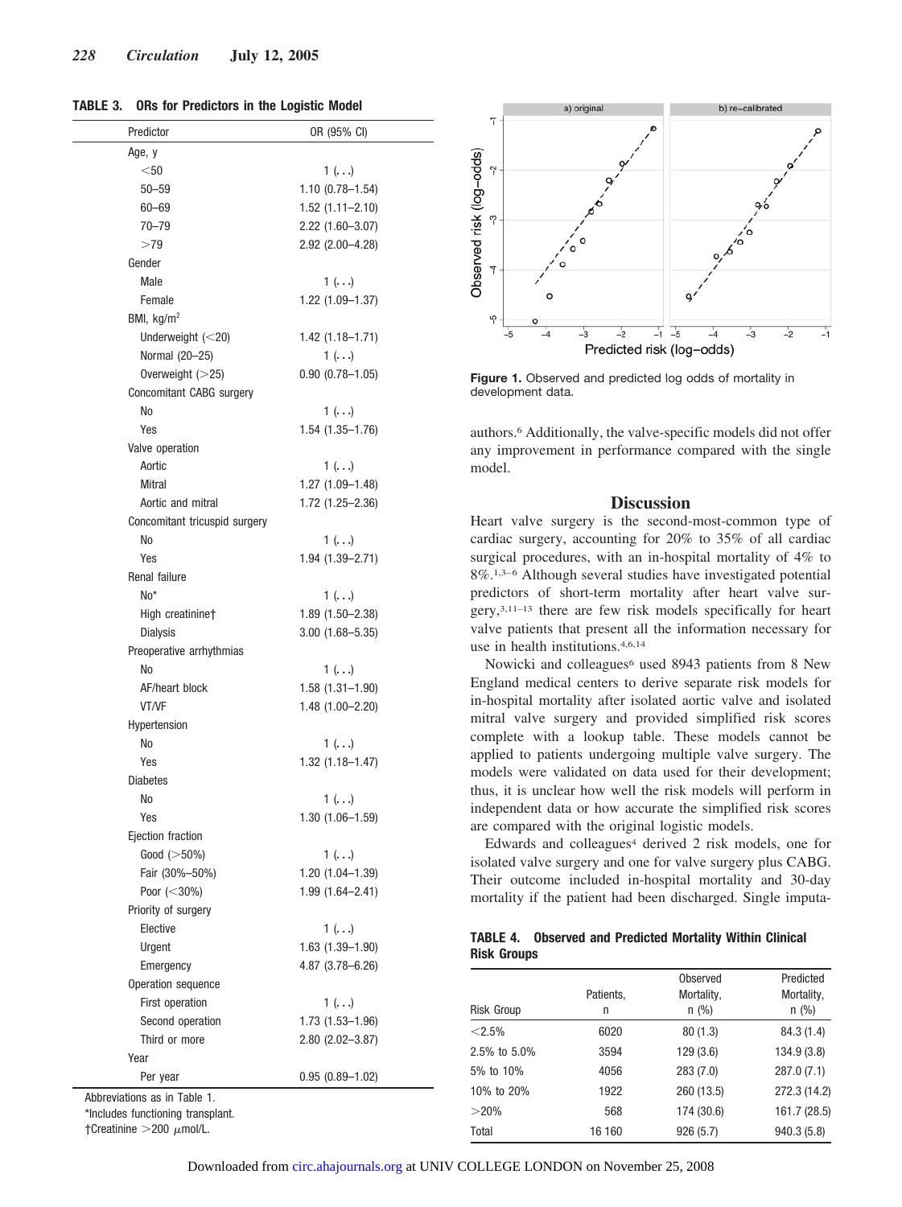**TABLE 3. ORs for Predictors in the Logistic Model**

| Predictor | OR (95% CI) |
|---|---|
| Age, y | |
| <50 | 1 (. . .) |
| 50–59 | 1.10 (0.78–1.54) |
| 60–69 | 1.52 (1.11–2.10) |
| 70–79 | 2.22 (1.60–3.07) |
| >79 | 2.92 (2.00–4.28) |
| Gender | |
| Male | 1 (. . .) |
| Female | 1.22 (1.09–1.37) |
| BMI, kg/m$^2$ | |
| Underweight (<20) | 1.42 (1.18–1.71) |
| Normal (20–25) | 1 (. . .) |
| Overweight (>25) | 0.90 (0.78–1.05) |
| Concomitant CABG surgery | |
| No | 1 (. . .) |
| Yes | 1.54 (1.35–1.76) |
| Valve operation | |
| Aortic | 1 (. . .) |
| Mitral | 1.27 (1.09–1.48) |
| Aortic and mitral | 1.72 (1.25–2.36) |
| Concomitant tricuspid surgery | |
| No | 1 (. . .) |
| Yes | 1.94 (1.39–2.71) |
| Renal failure | |
| No* | 1 (. . .) |
| High creatinine† | 1.89 (1.50–2.38) |
| Dialysis | 3.00 (1.68–5.35) |
| Preoperative arrhythmias | |
| No | 1 (. . .) |
| AF/heart block | 1.58 (1.31–1.90) |
| VT/VF | 1.48 (1.00–2.20) |
| Hypertension | |
| No | 1 (. . .) |
| Yes | 1.32 (1.18–1.47) |
| Diabetes | |
| No | 1 (. . .) |
| Yes | 1.30 (1.06–1.59) |
| Ejection fraction | |
| Good (>50%) | 1 (. . .) |
| Fair (30%–50%) | 1.20 (1.04–1.39) |
| Poor (<30%) | 1.99 (1.64–2.41) |
| Priority of surgery | |
| Elective | 1 (. . .) |
| Urgent | 1.63 (1.39–1.90) |
| Emergency | 4.87 (3.78–6.26) |
| Operation sequence | |
| First operation | 1 (. . .) |
| Second operation | 1.73 (1.53–1.96) |
| Third or more | 2.80 (2.02–3.87) |
| Year | |
| Per year | 0.95 (0.89–1.02) |

Abbreviations as in Table 1.
*Includes functioning transplant.
†Creatinine >200 $\mu$mol/L.

a) original
b) re-calibrated
Observed risk (log-odds)
Predicted risk (log-odds)

**Figure 1.** Observed and predicted log odds of mortality in development data.

authors.[6] Additionally, the valve-specific models did not offer any improvement in performance compared with the single model.

## Discussion

Heart valve surgery is the second-most-common type of cardiac surgery, accounting for 20% to 35% of all cardiac surgical procedures, with an in-hospital mortality of 4% to 8%.[1,3–6] Although several studies have investigated potential predictors of short-term mortality after heart valve surgery,[3,11–13] there are few risk models specifically for heart valve patients that present all the information necessary for use in health institutions.[4,6,14]

Nowicki and colleagues[6] used 8943 patients from 8 New England medical centers to derive separate risk models for in-hospital mortality after isolated aortic valve and isolated mitral valve surgery and provided simplified risk scores complete with a lookup table. These models cannot be applied to patients undergoing multiple valve surgery. The models were validated on data used for their development; thus, it is unclear how well the risk models will perform in independent data or how accurate the simplified risk scores are compared with the original logistic models.

Edwards and colleagues[4] derived 2 risk models, one for isolated valve surgery and one for valve surgery plus CABG. Their outcome included in-hospital mortality and 30-day mortality if the patient had been discharged. Single imputa-

**TABLE 4. Observed and Predicted Mortality Within Clinical Risk Groups**

| Risk Group | Patients, n | Observed Mortality, n (%) | Predicted Mortality, n (%) |
|---|---|---|---|
| <2.5% | 6020 | 80 (1.3) | 84.3 (1.4) |
| 2.5% to 5.0% | 3594 | 129 (3.6) | 134.9 (3.8) |
| 5% to 10% | 4056 | 283 (7.0) | 287.0 (7.1) |
| 10% to 20% | 1922 | 260 (13.5) | 272.3 (14.2) |
| >20% | 568 | 174 (30.6) | 161.7 (28.5) |
| Total | 16 160 | 926 (5.7) | 940.3 (5.8) |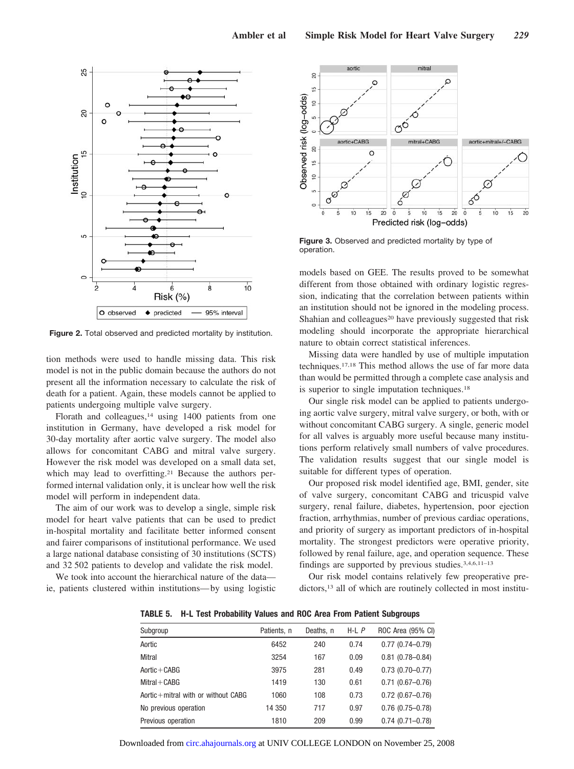Institution
0
5
10
15
20
25
2
4
6
8
10
Risk (%)
observed
predicted
95% interval

**Figure 2.** Total observed and predicted mortality by institution.

tion methods were used to handle missing data. This risk model is not in the public domain because the authors do not present all the information necessary to calculate the risk of death for a patient. Again, these models cannot be applied to patients undergoing multiple valve surgery.

Florath and colleagues,[14] using 1400 patients from one institution in Germany, have developed a risk model for 30-day mortality after aortic valve surgery. The model also allows for concomitant CABG and mitral valve surgery. However the risk model was developed on a small data set, which may lead to overfitting.[21] Because the authors performed internal validation only, it is unclear how well the risk model will perform in independent data.

The aim of our work was to develop a single, simple risk model for heart valve patients that can be used to predict in-hospital mortality and facilitate better informed consent and fairer comparisons of institutional performance. We used a large national database consisting of 30 institutions (SCTS) and 32 502 patients to develop and validate the risk model.

We took into account the hierarchical nature of the data—ie, patients clustered within institutions—by using logistic

aortic
mitral
aortic+CABG
mitral+CABG
aortic+mitral+/−CABG
Observed risk (log−odds)
Predicted risk (log−odds)
0
5
10
15
20

**Figure 3.** Observed and predicted mortality by type of operation.

models based on GEE. The results proved to be somewhat different from those obtained with ordinary logistic regression, indicating that the correlation between patients within an institution should not be ignored in the modeling process. Shahian and colleagues[20] have previously suggested that risk modeling should incorporate the appropriate hierarchical nature to obtain correct statistical inferences.

Missing data were handled by use of multiple imputation techniques.[17,18] This method allows the use of far more data than would be permitted through a complete case analysis and is superior to single imputation techniques.[18]

Our single risk model can be applied to patients undergoing aortic valve surgery, mitral valve surgery, or both, with or without concomitant CABG surgery. A single, generic model for all valves is arguably more useful because many institutions perform relatively small numbers of valve procedures. The validation results suggest that our single model is suitable for different types of operation.

Our proposed risk model identified age, BMI, gender, site of valve surgery, concomitant CABG and tricuspid valve surgery, renal failure, diabetes, hypertension, poor ejection fraction, arrhythmias, number of previous cardiac operations, and priority of surgery as important predictors of in-hospital mortality. The strongest predictors were operative priority, followed by renal failure, age, and operation sequence. These findings are supported by previous studies.[3,4,6,11–13]

Our risk model contains relatively few preoperative predictors,[13] all of which are routinely collected in most institu-

**TABLE 5. H-L Test Probability Values and ROC Area From Patient Subgroups**

| Subgroup | Patients, n | Deaths, n | H-L *P* | ROC Area (95% CI) |
|---|---|---|---|---|
| Aortic | 6452 | 240 | 0.74 | 0.77 (0.74–0.79) |
| Mitral | 3254 | 167 | 0.09 | 0.81 (0.78–0.84) |
| Aortic+CABG | 3975 | 281 | 0.49 | 0.73 (0.70–0.77) |
| Mitral+CABG | 1419 | 130 | 0.61 | 0.71 (0.67–0.76) |
| Aortic+mitral with or without CABG | 1060 | 108 | 0.73 | 0.72 (0.67–0.76) |
| No previous operation | 14 350 | 717 | 0.97 | 0.76 (0.75–0.78) |
| Previous operation | 1810 | 209 | 0.99 | 0.74 (0.71–0.78) |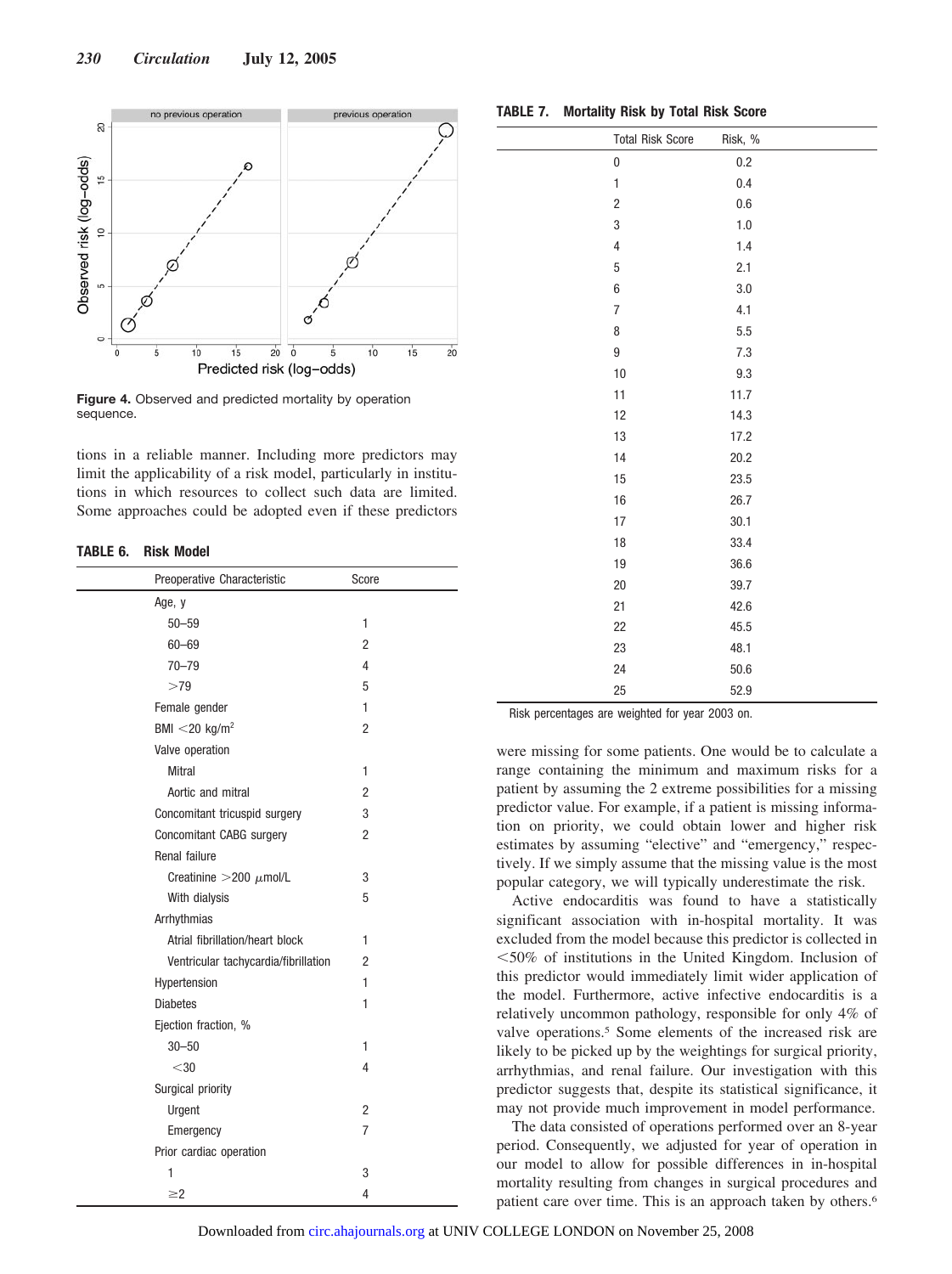Figure 4. Observed and predicted mortality by operation sequence.

tions in a reliable manner. Including more predictors may limit the applicability of a risk model, particularly in institutions in which resources to collect such data are limited. Some approaches could be adopted even if these predictors were missing for some patients. One would be to calculate a range containing the minimum and maximum risks for a patient by assuming the 2 extreme possibilities for a missing predictor value. For example, if a patient is missing information on priority, we could obtain lower and higher risk estimates by assuming "elective" and "emergency," respectively. If we simply assume that the missing value is the most popular category, we will typically underestimate the risk.

Active endocarditis was found to have a statistically significant association with in-hospital mortality. It was excluded from the model because this predictor is collected in <50% of institutions in the United Kingdom. Inclusion of this predictor would immediately limit wider application of the model. Furthermore, active infective endocarditis is a relatively uncommon pathology, responsible for only 4% of valve operations.[5] Some elements of the increased risk are likely to be picked up by the weightings for surgical priority, arrhythmias, and renal failure. Our investigation with this predictor suggests that, despite its statistical significance, it may not provide much improvement in model performance.

The data consisted of operations performed over an 8-year period. Consequently, we adjusted for year of operation in our model to allow for possible differences in in-hospital mortality resulting from changes in surgical procedures and patient care over time. This is an approach taken by others.[6]

**TABLE 6. Risk Model**

| Preoperative Characteristic | Score |
|---|---|
| Age, y | |
| 50–59 | 1 |
| 60–69 | 2 |
| 70–79 | 4 |
| >79 | 5 |
| Female gender | 1 |
| BMI <20 kg/m$^2$ | 2 |
| Valve operation | |
| Mitral | 1 |
| Aortic and mitral | 2 |
| Concomitant tricuspid surgery | 3 |
| Concomitant CABG surgery | 2 |
| Renal failure | |
| Creatinine >200 $\mu$mol/L | 3 |
| With dialysis | 5 |
| Arrhythmias | |
| Atrial fibrillation/heart block | 1 |
| Ventricular tachycardia/fibrillation | 2 |
| Hypertension | 1 |
| Diabetes | 1 |
| Ejection fraction, % | |
| 30–50 | 1 |
| <30 | 4 |
| Surgical priority | |
| Urgent | 2 |
| Emergency | 7 |
| Prior cardiac operation | |
| 1 | 3 |
| ≥2 | 4 |

**TABLE 7. Mortality Risk by Total Risk Score**

| Total Risk Score | Risk, % |
|---|---|
| 0 | 0.2 |
| 1 | 0.4 |
| 2 | 0.6 |
| 3 | 1.0 |
| 4 | 1.4 |
| 5 | 2.1 |
| 6 | 3.0 |
| 7 | 4.1 |
| 8 | 5.5 |
| 9 | 7.3 |
| 10 | 9.3 |
| 11 | 11.7 |
| 12 | 14.3 |
| 13 | 17.2 |
| 14 | 20.2 |
| 15 | 23.5 |
| 16 | 26.7 |
| 17 | 30.1 |
| 18 | 33.4 |
| 19 | 36.6 |
| 20 | 39.7 |
| 21 | 42.6 |
| 22 | 45.5 |
| 23 | 48.1 |
| 24 | 50.6 |
| 25 | 52.9 |

Risk percentages are weighted for year 2003 on.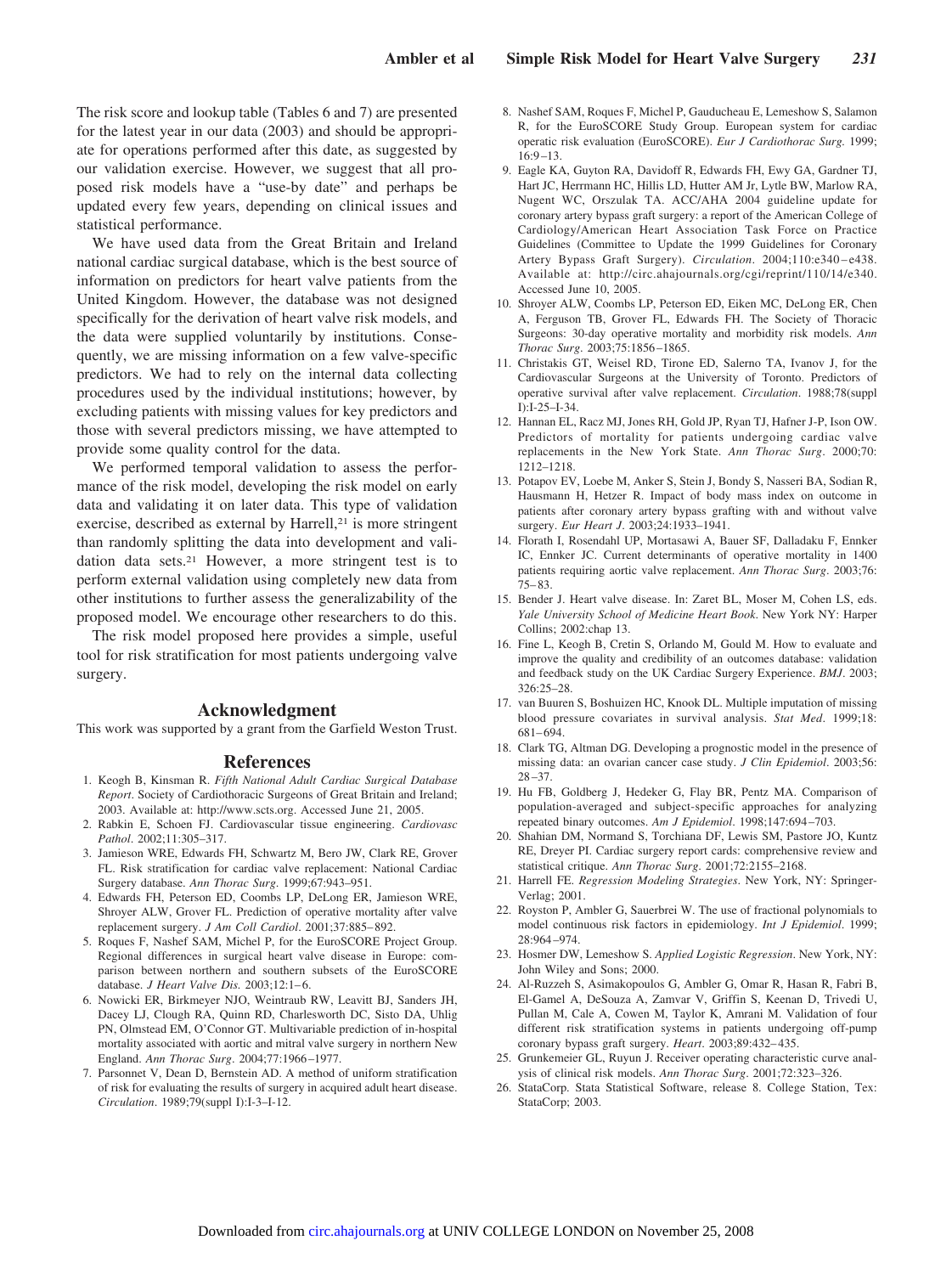The risk score and lookup table (Tables 6 and 7) are presented for the latest year in our data (2003) and should be appropriate for operations performed after this date, as suggested by our validation exercise. However, we suggest that all proposed risk models have a "use-by date" and perhaps be updated every few years, depending on clinical issues and statistical performance.

We have used data from the Great Britain and Ireland national cardiac surgical database, which is the best source of information on predictors for heart valve patients from the United Kingdom. However, the database was not designed specifically for the derivation of heart valve risk models, and the data were supplied voluntarily by institutions. Consequently, we are missing information on a few valve-specific predictors. We had to rely on the internal data collecting procedures used by the individual institutions; however, by excluding patients with missing values for key predictors and those with several predictors missing, we have attempted to provide some quality control for the data.

We performed temporal validation to assess the performance of the risk model, developing the risk model on early data and validating it on later data. This type of validation exercise, described as external by Harrell,[21] is more stringent than randomly splitting the data into development and validation data sets.[21] However, a more stringent test is to perform external validation using completely new data from other institutions to further assess the generalizability of the proposed model. We encourage other researchers to do this.

The risk model proposed here provides a simple, useful tool for risk stratification for most patients undergoing valve surgery.

## Acknowledgment

This work was supported by a grant from the Garfield Weston Trust.

## References

1. Keogh B, Kinsman R. *Fifth National Adult Cardiac Surgical Database Report*. Society of Cardiothoracic Surgeons of Great Britain and Ireland; 2003. Available at: http://www.scts.org. Accessed June 21, 2005.
2. Rabkin E, Schoen FJ. Cardiovascular tissue engineering. *Cardiovasc Pathol*. 2002;11:305–317.
3. Jamieson WRE, Edwards FH, Schwartz M, Bero JW, Clark RE, Grover FL. Risk stratification for cardiac valve replacement: National Cardiac Surgery database. *Ann Thorac Surg*. 1999;67:943–951.
4. Edwards FH, Peterson ED, Coombs LP, DeLong ER, Jamieson WRE, Shroyer ALW, Grover FL. Prediction of operative mortality after valve replacement surgery. *J Am Coll Cardiol*. 2001;37:885–892.
5. Roques F, Nashef SAM, Michel P, for the EuroSCORE Project Group. Regional differences in surgical heart valve disease in Europe: comparison between northern and southern subsets of the EuroSCORE database. *J Heart Valve Dis*. 2003;12:1–6.
6. Nowicki ER, Birkmeyer NJO, Weintraub RW, Leavitt BJ, Sanders JH, Dacey LJ, Clough RA, Quinn RD, Charlesworth DC, Sisto DA, Uhlig PN, Olmstead EM, O'Connor GT. Multivariable prediction of in-hospital mortality associated with aortic and mitral valve surgery in northern New England. *Ann Thorac Surg*. 2004;77:1966–1977.
7. Parsonnet V, Dean D, Bernstein AD. A method of uniform stratification of risk for evaluating the results of surgery in acquired adult heart disease. *Circulation*. 1989;79(suppl I):I-3–I-12.
8. Nashef SAM, Roques F, Michel P, Gauducheau E, Lemeshow S, Salamon R, for the EuroSCORE Study Group. European system for cardiac operative risk evaluation (EuroSCORE). *Eur J Cardiothorac Surg*. 1999;16:9–13.
9. Eagle KA, Guyton RA, Davidoff R, Edwards FH, Ewy GA, Gardner TJ, Hart JC, Herrmann HC, Hillis LD, Hutter AM Jr, Lytle BW, Marlow RA, Nugent WC, Orszulak TA. ACC/AHA 2004 guideline update for coronary artery bypass graft surgery: a report of the American College of Cardiology/American Heart Association Task Force on Practice Guidelines (Committee to Update the 1999 Guidelines for Coronary Artery Bypass Graft Surgery). *Circulation*. 2004;110:e340–e438. Available at: http://circ.ahajournals.org/cgi/reprint/110/14/e340. Accessed June 10, 2005.
10. Shroyer ALW, Coombs LP, Peterson ED, Eiken MC, DeLong ER, Chen A, Ferguson TB, Grover FL, Edwards FH. The Society of Thoracic Surgeons: 30-day operative mortality and morbidity risk models. *Ann Thorac Surg*. 2003;75:1856–1865.
11. Christakis GT, Weisel RD, Tirone ED, Salerno TA, Ivanov J, for the Cardiovascular Surgeons at the University of Toronto. Predictors of operative survival after valve replacement. *Circulation*. 1988;78(suppl I):I-25–I-34.
12. Hannan EL, Racz MJ, Jones RH, Gold JP, Ryan TJ, Hafner J-P, Ison OW. Predictors of mortality for patients undergoing cardiac valve replacements in the New York State. *Ann Thorac Surg*. 2000;70:1212–1218.
13. Potapov EV, Loebe M, Anker S, Stein J, Bondy S, Nasseri BA, Sodian R, Hausmann H, Hetzer R. Impact of body mass index on outcome in patients after coronary artery bypass grafting with and without valve surgery. *Eur Heart J*. 2003;24:1933–1941.
14. Florath I, Rosendahl UP, Mortasawi A, Bauer SF, Dalladaku F, Ennker IC, Ennker JC. Current determinants of operative mortality in 1400 patients requiring aortic valve replacement. *Ann Thorac Surg*. 2003;76:75–83.
15. Bender J. Heart valve disease. In: Zaret BL, Moser M, Cohen LS, eds. *Yale University School of Medicine Heart Book*. New York NY: Harper Collins; 2002:chap 13.
16. Fine L, Keogh B, Cretin S, Orlando M, Gould M. How to evaluate and improve the quality and credibility of an outcomes database: validation and feedback study on the UK Cardiac Surgery Experience. *BMJ*. 2003;326:25–28.
17. van Buuren S, Boshuizen HC, Knook DL. Multiple imputation of missing blood pressure covariates in survival analysis. *Stat Med*. 1999;18:681–694.
18. Clark TG, Altman DG. Developing a prognostic model in the presence of missing data: an ovarian cancer case study. *J Clin Epidemiol*. 2003;56:28–37.
19. Hu FB, Goldberg J, Hedeker G, Flay BR, Pentz MA. Comparison of population-averaged and subject-specific approaches for analyzing repeated binary outcomes. *Am J Epidemiol*. 1998;147:694–703.
20. Shahian DM, Normand S, Torchiana DF, Lewis SM, Pastore JO, Kuntz RE, Dreyer PI. Cardiac surgery report cards: comprehensive review and statistical critique. *Ann Thorac Surg*. 2001;72:2155–2168.
21. Harrell FE. *Regression Modeling Strategies*. New York, NY: Springer-Verlag; 2001.
22. Royston P, Ambler G, Sauerbrei W. The use of fractional polynomials to model continuous risk factors in epidemiology. *Int J Epidemiol*. 1999;28:964–974.
23. Hosmer DW, Lemeshow S. *Applied Logistic Regression*. New York, NY: John Wiley and Sons; 2000.
24. Al-Ruzzeh S, Asimakopoulos G, Ambler G, Omar R, Hasan R, Fabri B, El-Gamel A, DeSouza A, Zamvar V, Griffin S, Keenan D, Trivedi U, Pullan M, Cale A, Cowen M, Taylor K, Amrani M. Validation of four different risk stratification systems in patients undergoing off-pump coronary bypass graft surgery. *Heart*. 2003;89:432–435.
25. Grunkemeier GL, Ruyun J. Receiver operating characteristic curve analysis of clinical risk models. *Ann Thorac Surg*. 2001;72:323–326.
26. StataCorp. Stata Statistical Software, release 8. College Station, Tex: StataCorp; 2003.